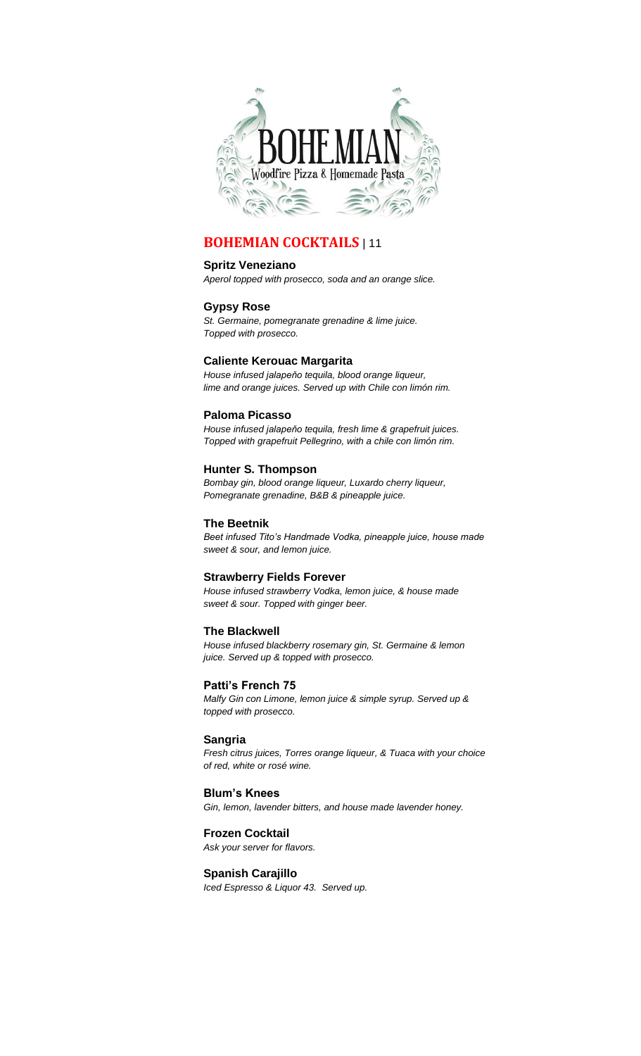# BOHEMIAN

Woodfire Pizza & Homemade Pasta

## BOHEMIAN COCKTAILS | 11

**Spritz Veneziano**
*Aperol topped with prosecco, soda and an orange slice.*

**Gypsy Rose**
*St. Germaine, pomegranate grenadine & lime juice. Topped with prosecco.*

**Caliente Kerouac Margarita**
*House infused jalapeño tequila, blood orange liqueur, lime and orange juices. Served up with Chile con limón rim.*

**Paloma Picasso**
*House infused jalapeño tequila, fresh lime & grapefruit juices. Topped with grapefruit Pellegrino, with a chile con limón rim.*

**Hunter S. Thompson**
*Bombay gin, blood orange liqueur, Luxardo cherry liqueur, Pomegranate grenadine, B&B & pineapple juice.*

**The Beetnik**
*Beet infused Tito's Handmade Vodka, pineapple juice, house made sweet & sour, and lemon juice.*

**Strawberry Fields Forever**
*House infused strawberry Vodka, lemon juice, & house made sweet & sour. Topped with ginger beer.*

**The Blackwell**
*House infused blackberry rosemary gin, St. Germaine & lemon juice. Served up & topped with prosecco.*

**Patti's French 75**
*Malfy Gin con Limone, lemon juice & simple syrup. Served up & topped with prosecco.*

**Sangria**
*Fresh citrus juices, Torres orange liqueur, & Tuaca with your choice of red, white or rosé wine.*

**Blum's Knees**
*Gin, lemon, lavender bitters, and house made lavender honey.*

**Frozen Cocktail**
*Ask your server for flavors.*

**Spanish Carajillo**
*Iced Espresso & Liquor 43. Served up.*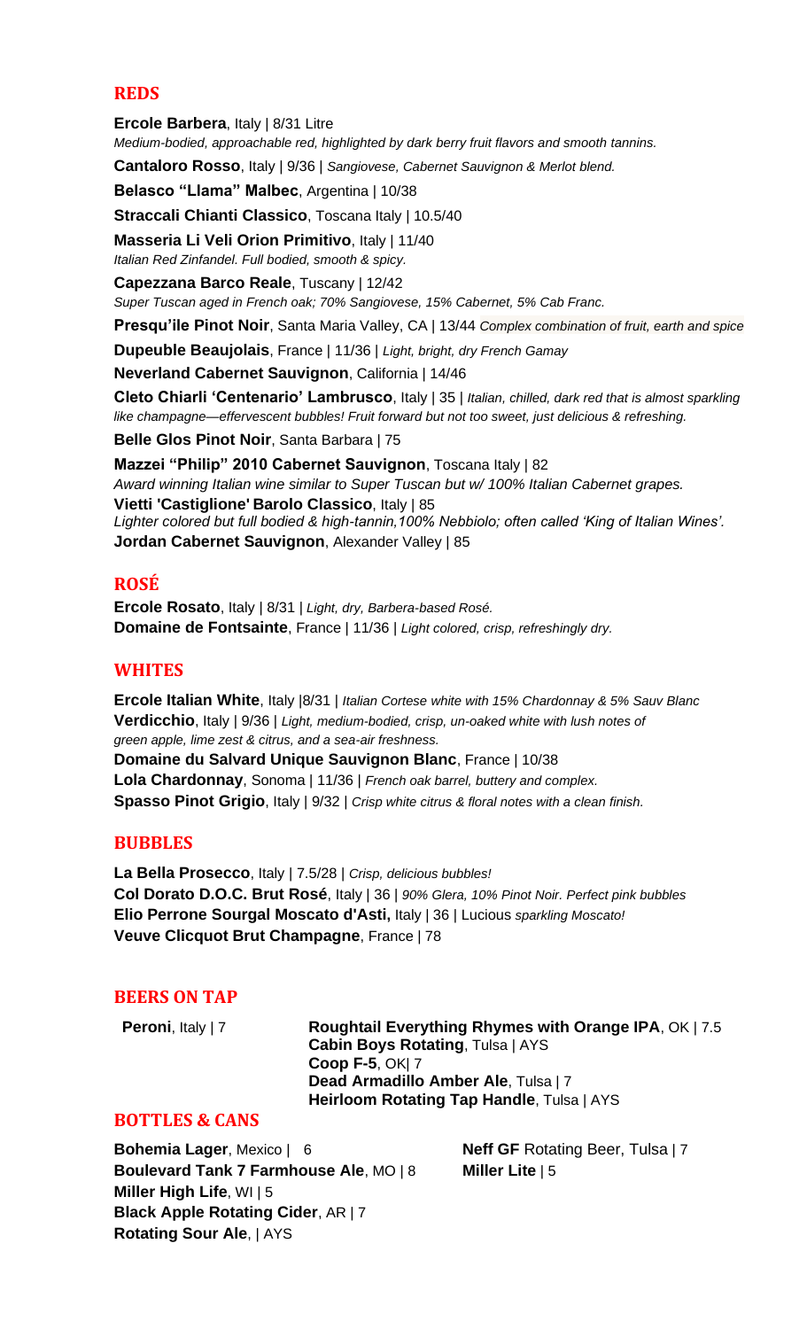## REDS

**Ercole Barbera**, Italy | 8/31 Litre
*Medium-bodied, approachable red, highlighted by dark berry fruit flavors and smooth tannins.*

**Cantaloro Rosso**, Italy | 9/36 | *Sangiovese, Cabernet Sauvignon & Merlot blend.*

**Belasco "Llama" Malbec**, Argentina | 10/38

**Straccali Chianti Classico**, Toscana Italy | 10.5/40

**Masseria Li Veli Orion Primitivo**, Italy | 11/40
*Italian Red Zinfandel. Full bodied, smooth & spicy.*

**Capezzana Barco Reale**, Tuscany | 12/42
*Super Tuscan aged in French oak; 70% Sangiovese, 15% Cabernet, 5% Cab Franc.*

**Presqu'ile Pinot Noir**, Santa Maria Valley, CA | 13/44 *Complex combination of fruit, earth and spice*

**Dupeuble Beaujolais**, France | 11/36 | *Light, bright, dry French Gamay*

**Neverland Cabernet Sauvignon**, California | 14/46

**Cleto Chiarli 'Centenario' Lambrusco**, Italy | 35 | *Italian, chilled, dark red that is almost sparkling like champagne—effervescent bubbles! Fruit forward but not too sweet, just delicious & refreshing.*

**Belle Glos Pinot Noir**, Santa Barbara | 75

**Mazzei "Philip" 2010 Cabernet Sauvignon**, Toscana Italy | 82
*Award winning Italian wine similar to Super Tuscan but w/ 100% Italian Cabernet grapes.*

**Vietti 'Castiglione' Barolo Classico**, Italy | 85
*Lighter colored but full bodied & high-tannin,100% Nebbiolo; often called 'King of Italian Wines'.*

**Jordan Cabernet Sauvignon**, Alexander Valley | 85

## ROSÉ

**Ercole Rosato**, Italy | 8/31 | *Light, dry, Barbera-based Rosé.*

**Domaine de Fontsainte**, France | 11/36 | *Light colored, crisp, refreshingly dry.*

## WHITES

**Ercole Italian White**, Italy |8/31 | *Italian Cortese white with 15% Chardonnay & 5% Sauv Blanc*

**Verdicchio**, Italy | 9/36 | *Light, medium-bodied, crisp, un-oaked white with lush notes of green apple, lime zest & citrus, and a sea-air freshness.*

**Domaine du Salvard Unique Sauvignon Blanc**, France | 10/38

**Lola Chardonnay**, Sonoma | 11/36 | *French oak barrel, buttery and complex.*

**Spasso Pinot Grigio**, Italy | 9/32 | *Crisp white citrus & floral notes with a clean finish.*

## BUBBLES

**La Bella Prosecco**, Italy | 7.5/28 | *Crisp, delicious bubbles!*

**Col Dorato D.O.C. Brut Rosé**, Italy | 36 | *90% Glera, 10% Pinot Noir. Perfect pink bubbles*

**Elio Perrone Sourgal Moscato d'Asti,** Italy | 36 | Lucious *sparkling Moscato!*

**Veuve Clicquot Brut Champagne**, France | 78

## BEERS ON TAP

**Peroni**, Italy | 7

**Roughtail Everything Rhymes with Orange IPA**, OK | 7.5

**Cabin Boys Rotating**, Tulsa | AYS

**Coop F-5**, OK| 7

**Dead Armadillo Amber Ale**, Tulsa | 7

**Heirloom Rotating Tap Handle**, Tulsa | AYS

## BOTTLES & CANS

**Bohemia Lager**, Mexico | 6

**Boulevard Tank 7 Farmhouse Ale**, MO | 8

**Miller High Life**, WI | 5

**Black Apple Rotating Cider**, AR | 7

**Rotating Sour Ale**, | AYS

**Neff GF** Rotating Beer, Tulsa | 7

**Miller Lite** | 5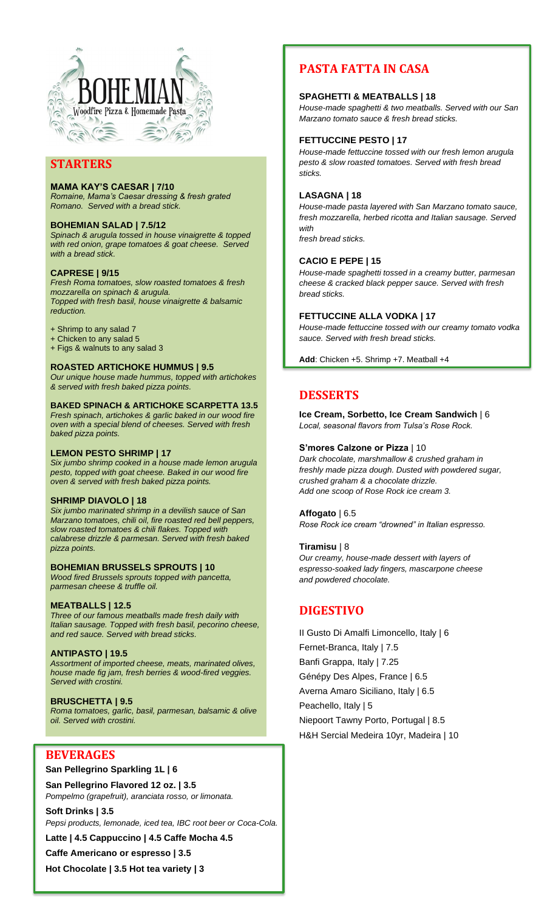# BOHEMIAN

Woodfire Pizza & Homemade Pasta

## STARTERS

**MAMA KAY'S CAESAR | 7/10**
*Romaine, Mama's Caesar dressing & fresh grated Romano. Served with a bread stick.*

**BOHEMIAN SALAD | 7.5/12**
*Spinach & arugula tossed in house vinaigrette & topped with red onion, grape tomatoes & goat cheese. Served with a bread stick.*

**CAPRESE | 9/15**
*Fresh Roma tomatoes, slow roasted tomatoes & fresh mozzarella on spinach & arugula.*
*Topped with fresh basil, house vinaigrette & balsamic reduction.*

+ Shrimp to any salad 7
+ Chicken to any salad 5
+ Figs & walnuts to any salad 3

**ROASTED ARTICHOKE HUMMUS | 9.5**
*Our unique house made hummus, topped with artichokes & served with fresh baked pizza points.*

**BAKED SPINACH & ARTICHOKE SCARPETTA 13.5**
*Fresh spinach, artichokes & garlic baked in our wood fire oven with a special blend of cheeses. Served with fresh baked pizza points.*

**LEMON PESTO SHRIMP | 17**
*Six jumbo shrimp cooked in a house made lemon arugula pesto, topped with goat cheese. Baked in our wood fire oven & served with fresh baked pizza points.*

**SHRIMP DIAVOLO | 18**
*Six jumbo marinated shrimp in a devilish sauce of San Marzano tomatoes, chili oil, fire roasted red bell peppers, slow roasted tomatoes & chili flakes. Topped with calabrese drizzle & parmesan. Served with fresh baked pizza points.*

**BOHEMIAN BRUSSELS SPROUTS | 10**
*Wood fired Brussels sprouts topped with pancetta, parmesan cheese & truffle oil.*

**MEATBALLS | 12.5**
*Three of our famous meatballs made fresh daily with Italian sausage. Topped with fresh basil, pecorino cheese, and red sauce. Served with bread sticks.*

**ANTIPASTO | 19.5**
*Assortment of imported cheese, meats, marinated olives, house made fig jam, fresh berries & wood-fired veggies. Served with crostini.*

**BRUSCHETTA | 9.5**
*Roma tomatoes, garlic, basil, parmesan, balsamic & olive oil. Served with crostini.*

## BEVERAGES

**San Pellegrino Sparkling 1L | 6**

**San Pellegrino Flavored 12 oz. | 3.5**
*Pompelmo (grapefruit), aranciata rosso, or limonata.*

**Soft Drinks | 3.5**
*Pepsi products, lemonade, iced tea, IBC root beer or Coca-Cola.*

**Latte | 4.5 Cappuccino | 4.5 Caffe Mocha 4.5**

**Caffe Americano or espresso | 3.5**

**Hot Chocolate | 3.5 Hot tea variety | 3**

## PASTA FATTA IN CASA

**SPAGHETTI & MEATBALLS | 18**
*House-made spaghetti & two meatballs. Served with our San Marzano tomato sauce & fresh bread sticks.*

**FETTUCCINE PESTO | 17**
*House-made fettuccine tossed with our fresh lemon arugula pesto & slow roasted tomatoes. Served with fresh bread sticks.*

**LASAGNA | 18**
*House-made pasta layered with San Marzano tomato sauce, fresh mozzarella, herbed ricotta and Italian sausage. Served with fresh bread sticks.*

**CACIO E PEPE | 15**
*House-made spaghetti tossed in a creamy butter, parmesan cheese & cracked black pepper sauce. Served with fresh bread sticks.*

**FETTUCCINE ALLA VODKA | 17**
*House-made fettuccine tossed with our creamy tomato vodka sauce. Served with fresh bread sticks.*

**Add**: Chicken +5. Shrimp +7. Meatball +4

## DESSERTS

**Ice Cream, Sorbetto, Ice Cream Sandwich** | 6
*Local, seasonal flavors from Tulsa's Rose Rock.*

**S'mores Calzone or Pizza** | 10
*Dark chocolate, marshmallow & crushed graham in freshly made pizza dough. Dusted with powdered sugar, crushed graham & a chocolate drizzle.*
*Add one scoop of Rose Rock ice cream 3.*

**Affogato** | 6.5
*Rose Rock ice cream "drowned" in Italian espresso.*

**Tiramisu** | 8
*Our creamy, house-made dessert with layers of espresso-soaked lady fingers, mascarpone cheese and powdered chocolate.*

## DIGESTIVO

Il Gusto Di Amalfi Limoncello, Italy | 6

Fernet-Branca, Italy | 7.5

Banfi Grappa, Italy | 7.25

Génépy Des Alpes, France | 6.5

Averna Amaro Siciliano, Italy | 6.5

Peachello, Italy | 5

Niepoort Tawny Porto, Portugal | 8.5

H&H Sercial Medeira 10yr, Madeira | 10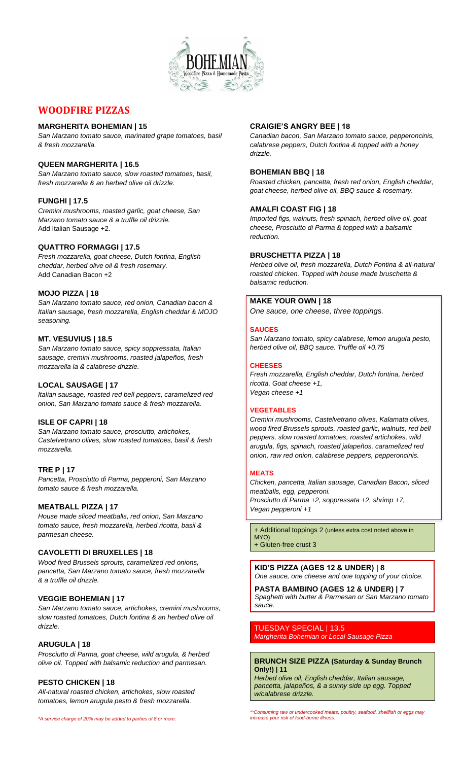BOHEMIAN
Woodfire Pizza & Homemade Pasta

# WOODFIRE PIZZAS

### MARGHERITA BOHEMIAN | 15

*San Marzano tomato sauce, marinated grape tomatoes, basil & fresh mozzarella.*

### QUEEN MARGHERITA | 16.5

*San Marzano tomato sauce, slow roasted tomatoes, basil, fresh mozzarella & an herbed olive oil drizzle.*

### FUNGHI | 17.5

*Cremini mushrooms, roasted garlic, goat cheese, San Marzano tomato sauce & a truffle oil drizzle.*
Add Italian Sausage +2.

### QUATTRO FORMAGGI | 17.5

*Fresh mozzarella, goat cheese, Dutch fontina, English cheddar, herbed olive oil & fresh rosemary.*
Add Canadian Bacon +2

### MOJO PIZZA | 18

*San Marzano tomato sauce, red onion, Canadian bacon & Italian sausage, fresh mozzarella, English cheddar & MOJO seasoning.*

### MT. VESUVIUS | 18.5

*San Marzano tomato sauce, spicy soppressata, Italian sausage, cremini mushrooms, roasted jalapeños, fresh mozzarella la & calabrese drizzle.*

### LOCAL SAUSAGE | 17

*Italian sausage, roasted red bell peppers, caramelized red onion, San Marzano tomato sauce & fresh mozzarella.*

### ISLE OF CAPRI | 18

*San Marzano tomato sauce, prosciutto, artichokes, Castelvetrano olives, slow roasted tomatoes, basil & fresh mozzarella.*

### TRE P | 17

*Pancetta, Prosciutto di Parma, pepperoni, San Marzano tomato sauce & fresh mozzarella.*

### MEATBALL PIZZA | 17

*House made sliced meatballs, red onion, San Marzano tomato sauce, fresh mozzarella, herbed ricotta, basil & parmesan cheese.*

### CAVOLETTI DI BRUXELLES | 18

*Wood fired Brussels sprouts, caramelized red onions, pancetta, San Marzano tomato sauce, fresh mozzarella & a truffle oil drizzle.*

### VEGGIE BOHEMIAN | 17

*San Marzano tomato sauce, artichokes, cremini mushrooms, slow roasted tomatoes, Dutch fontina & an herbed olive oil drizzle.*

### ARUGULA | 18

*Prosciutto di Parma, goat cheese, wild arugula, & herbed olive oil. Topped with balsamic reduction and parmesan.*

### PESTO CHICKEN | 18

*All-natural roasted chicken, artichokes, slow roasted tomatoes, lemon arugula pesto & fresh mozzarella.*

### CRAIGIE'S ANGRY BEE | 18

*Canadian bacon, San Marzano tomato sauce, pepperoncinis, calabrese peppers, Dutch fontina & topped with a honey drizzle.*

### BOHEMIAN BBQ | 18

*Roasted chicken, pancetta, fresh red onion, English cheddar, goat cheese, herbed olive oil, BBQ sauce & rosemary.*

### AMALFI COAST FIG | 18

*Imported figs, walnuts, fresh spinach, herbed olive oil, goat cheese, Prosciutto di Parma & topped with a balsamic reduction.*

### BRUSCHETTA PIZZA | 18

*Herbed olive oil, fresh mozzarella, Dutch Fontina & all-natural roasted chicken. Topped with house made bruschetta & balsamic reduction.*

### MAKE YOUR OWN | 18

*One sauce, one cheese, three toppings.*

**SAUCES**

*San Marzano tomato, spicy calabrese, lemon arugula pesto, herbed olive oil, BBQ sauce. Truffle oil +0.75*

**CHEESES**

*Fresh mozzarella, English cheddar, Dutch fontina, herbed ricotta, Goat cheese +1,*
*Vegan cheese +1*

**VEGETABLES**

*Cremini mushrooms, Castelvetrano olives, Kalamata olives, wood fired Brussels sprouts, roasted garlic, walnuts, red bell peppers, slow roasted tomatoes, roasted artichokes, wild arugula, figs, spinach, roasted jalapeños, caramelized red onion, raw red onion, calabrese peppers, pepperoncinis.*

**MEATS**

*Chicken, pancetta, Italian sausage, Canadian Bacon, sliced meatballs, egg, pepperoni.*
*Prosciutto di Parma +2, soppressata +2, shrimp +7,*
*Vegan pepperoni +1*

+ Additional toppings 2 (unless extra cost noted above in MYO)
+ Gluten-free crust 3

### KID'S PIZZA (AGES 12 & UNDER) | 8

*One sauce, one cheese and one topping of your choice.*

### PASTA BAMBINO (AGES 12 & UNDER) | 7

*Spaghetti with butter & Parmesan or San Marzano tomato sauce.*

TUESDAY SPECIAL | 13.5
*Margherita Bohemian or Local Sausage Pizza*

### BRUNCH SIZE PIZZA (Saturday & Sunday Brunch Only!) | 11

*Herbed olive oil, English cheddar, Italian sausage, pancetta, jalapeños, & a sunny side up egg. Topped w/calabrese drizzle.*

*\*A service charge of 20% may be added to parties of 8 or more.*

*\*\*Consuming raw or undercooked meats, poultry, seafood, shellfish or eggs may increase your risk of food-borne illness.*